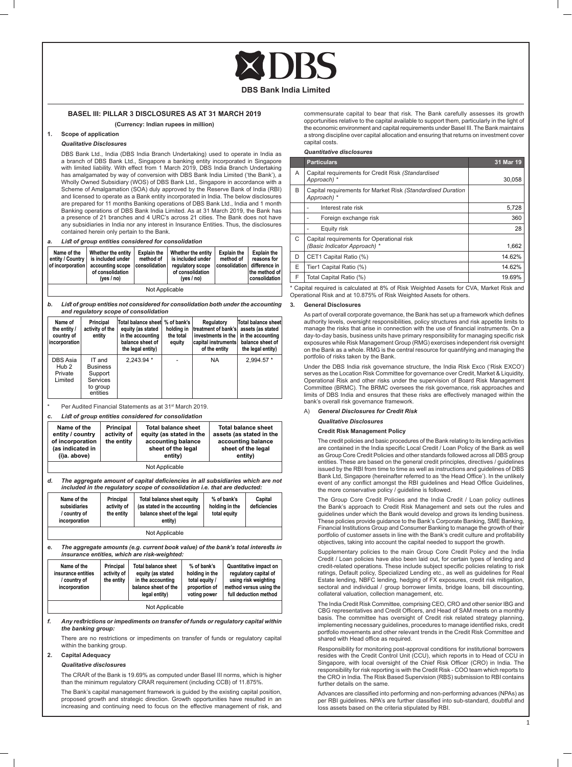# DBS

**DBS Bank India Limited**

## BASEL III: PILLAR 3 DISCLOSURES AS AT 31 MARCH 2019

**(Currency: Indian rupees in million)**

### 1. Scope of application

***Qualitative Disclosures***

DBS Bank Ltd., India (DBS India Branch Undertaking) used to operate in India as a branch of DBS Bank Ltd., Singapore a banking entity incorporated in Singapore with limited liability. With effect from 1 March 2019, DBS India Branch Undertaking has amalgamated by way of conversion with DBS Bank India Limited ('the Bank'), a Wholly Owned Subsidiary (WOS) of DBS Bank Ltd., Singapore in accordance with a Scheme of Amalgamation (SOA) duly approved by the Reserve Bank of India (RBI) and licensed to operate as a Bank entity incorporated in India. The below disclosures are prepared for 11 months Banking operations of DBS Bank Ltd., India and 1 month Banking operations of DBS Bank India Limited. As at 31 March 2019, the Bank has a presence of 21 branches and 4 URC's across 21 cities. The Bank does not have any subsidiaries in India nor any interest in Insurance Entities. Thus, the disclosures contained herein only pertain to the Bank.

***a. List of group entities considered for consolidation***

| Name of the entity / Country of incorporation | Whether the entity is included under accounting scope of consolidation (yes / no) | Explain the method of consolidation | Whether the entity is included under regulatory scope of consolidation (yes / no) | Explain the method of consolidation | Explain the reasons for difference in the method of consolidation |
|---|---|---|---|---|---|
| Not Applicable | | | | | |

***b. List of group entities not considered for consolidation both under the accounting and regulatory scope of consolidation***

| Name of the entity / country of incorporation | Principal activity of the entity | Total balance sheet equity (as stated in the accounting balance sheet of the legal entity) | % of bank's holding in the total equity | Regulatory treatment of bank's investments in the capital instruments of the entity | Total balance sheet assets (as stated in the accounting balance sheet of the legal entity) |
|---|---|---|---|---|---|
| DBS Asia Hub 2 Private Limited | IT and Business Support Services to group entities | 2,243.94 * | - | NA | 2,994.57 * |

\* Per Audited Financial Statements as at 31st March 2019.

***c. List of group entities considered for consolidation***

| Name of the entity / country of incorporation (as indicated in (i)a. above) | Principal activity of the entity | Total balance sheet equity (as stated in the accounting balance sheet of the legal entity) | Total balance sheet assets (as stated in the accounting balance sheet of the legal entity) |
|---|---|---|---|
| Not Applicable | | | |

***d. The aggregate amount of capital deficiencies in all subsidiaries which are not included in the regulatory scope of consolidation i.e. that are deducted:***

| Name of the subsidiaries / country of incorporation | Principal activity of the entity | Total balance sheet equity (as stated in the accounting balance sheet of the legal entity) | % of bank's holding in the total equity | Capital deficiencies |
|---|---|---|---|---|
| Not Applicable | | | | |

***e. The aggregate amounts (e.g. current book value) of the bank's total interests in insurance entities, which are risk-weighted:***

| Name of the insurance entities / country of incorporation | Principal activity of the entity | Total balance sheet equity (as stated in the accounting balance sheet of the legal entity) | % of bank's holding in the total equity / proportion of voting power | Quantitative impact on regulatory capital of using risk weighting method versus using the full deduction method |
|---|---|---|---|---|
| Not Applicable | | | | |

***f. Any restrictions or impediments on transfer of funds or regulatory capital within the banking group:***

There are no restrictions or impediments on transfer of funds or regulatory capital within the banking group.

### 2. Capital Adequacy

***Qualitative disclosures***

The CRAR of the Bank is 19.69% as computed under Basel III norms, which is higher than the minimum regulatory CRAR requirement (including CCB) of 11.875%.

The Bank's capital management framework is guided by the existing capital position, proposed growth and strategic direction. Growth opportunities have resulted in an increasing and continuing need to focus on the effective management of risk, and commensurate capital to bear that risk. The Bank carefully assesses its growth opportunities relative to the capital available to support them, particularly in the light of the economic environment and capital requirements under Basel III. The Bank maintains a strong discipline over capital allocation and ensuring that returns on investment cover capital costs.

***Quantitative disclosures***

| | Particulars | 31 Mar 19 |
|---|---|---|
| A | Capital requirements for Credit Risk *(Standardised Approach)* * | 30,058 |
| B | Capital requirements for Market Risk *(Standardised Duration Approach)* * | |
| | - Interest rate risk | 5,728 |
| | - Foreign exchange risk | 360 |
| | - Equity risk | 28 |
| C | Capital requirements for Operational risk *(Basic Indicator Approach)* * | 1,662 |
| D | CET1 Capital Ratio (%) | 14.62% |
| E | Tier1 Capital Ratio (%) | 14.62% |
| F | Total Capital Ratio (%) | 19.69% |

\* Capital required is calculated at 8% of Risk Weighted Assets for CVA, Market Risk and Operational Risk and at 10.875% of Risk Weighted Assets for others.

### 3. General Disclosures

As part of overall corporate governance, the Bank has set up a framework which defines authority levels, oversight responsibilities, policy structures and risk appetite limits to manage the risks that arise in connection with the use of financial instruments. On a day-to-day basis, business units have primary responsibility for managing specific risk exposures while Risk Management Group (RMG) exercises independent risk oversight on the Bank as a whole. RMG is the central resource for quantifying and managing the portfolio of risks taken by the Bank.

Under the DBS India risk governance structure, the India Risk Exco ('Risk EXCO') serves as the Location Risk Committee for governance over Credit, Market & Liquidity, Operational Risk and other risks under the supervision of Board Risk Management Committee (BRMC). The BRMC oversees the risk governance, risk approaches and limits of DBS India and ensures that these risks are effectively managed within the bank's overall risk governance framework.

A) ***General Disclosures for Credit Risk***

***Qualitative Disclosures***

**Credit Risk Management Policy**

The credit policies and basic procedures of the Bank relating to its lending activities are contained in the India specific Local Credit / Loan Policy of the Bank as well as Group Core Credit Policies and other standards followed across all DBS group entities. These are based on the general credit principles, directives / guidelines issued by the RBI from time to time as well as instructions and guidelines of DBS Bank Ltd, Singapore (hereinafter referred to as 'the Head Office'). In the unlikely event of any conflict amongst the RBI guidelines and Head Office Guidelines, the more conservative policy / guideline is followed.

The Group Core Credit Policies and the India Credit / Loan policy outlines the Bank's approach to Credit Risk Management and sets out the rules and guidelines under which the Bank would develop and grows its lending business. These policies provide guidance to the Bank's Corporate Banking, SME Banking, Financial Institutions Group and Consumer Banking to manage the growth of their portfolio of customer assets in line with the Bank's credit culture and profitability objectives, taking into account the capital needed to support the growth.

Supplementary policies to the main Group Core Credit Policy and the India Credit / Loan policy have also been laid out, for certain types of lending and credit-related operations. These include subject specific policies relating to risk ratings, Default policy, Specialized Lending etc., as well as guidelines for Real Estate lending, NBFC lending, hedging of FX exposures, credit risk mitigation, sectoral and individual / group borrower limits, bridge loans, bill discounting, collateral valuation, collection management, etc.

The India Credit Risk Committee, comprising CEO, CRO and other senior IBG and CBG representatives and Credit Officers, and Head of SAM meets on a monthly basis. The committee has oversight of Credit risk related strategy planning, implementing necessary guidelines, procedures to manage identified risks, credit portfolio movements and other relevant trends in the Credit Risk Committee and shared with Head office as required.

Responsibility for monitoring post-approval conditions for institutional borrowers resides with the Credit Control Unit (CCU), which reports in to Head of CCU in Singapore, with local oversight of the Chief Risk Officer (CRO) in India. The responsibility for risk reporting is with the Credit Risk - COO team which reports to the CRO in India. The Risk Based Supervision (RBS) submission to RBI contains further details on the same.

Advances are classified into performing and non-performing advances (NPAs) as per RBI guidelines. NPA's are further classified into sub-standard, doubtful and loss assets based on the criteria stipulated by RBI.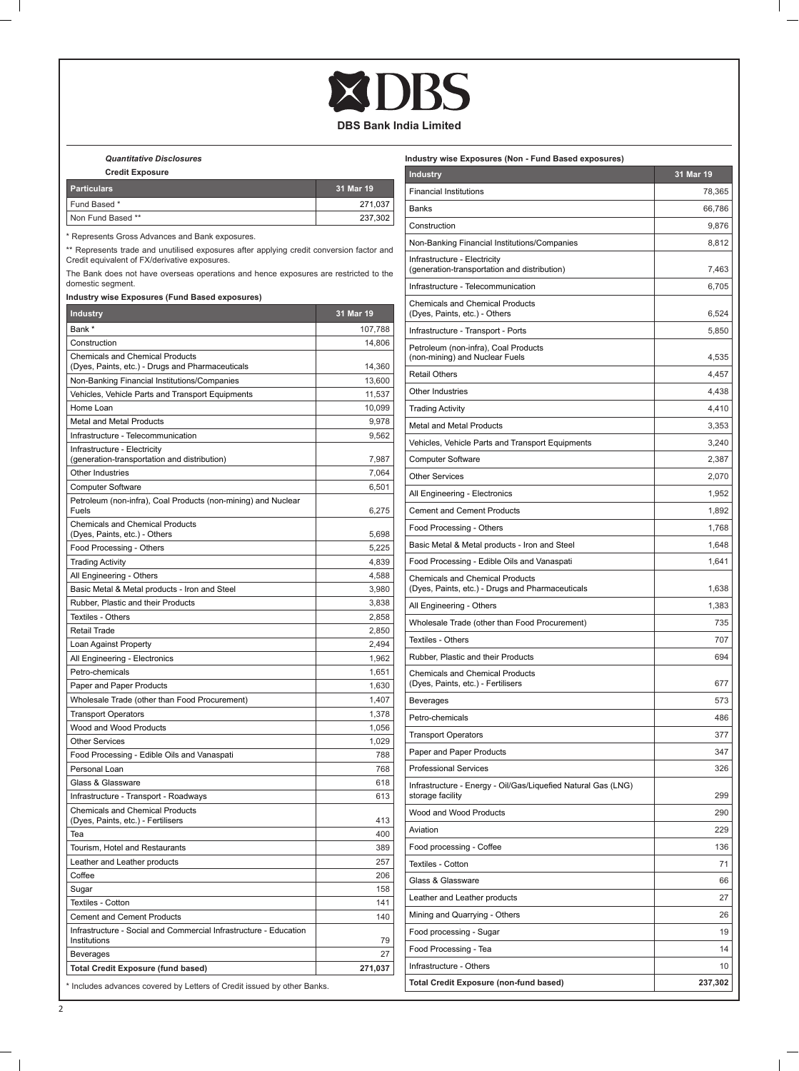# DBS Bank India Limited

***Quantitative Disclosures***

**Credit Exposure**

| Particulars | 31 Mar 19 |
|---|---|
| Fund Based * | 271,037 |
| Non Fund Based ** | 237,302 |

\* Represents Gross Advances and Bank exposures.

\*\* Represents trade and unutilised exposures after applying credit conversion factor and Credit equivalent of FX/derivative exposures.

The Bank does not have overseas operations and hence exposures are restricted to the domestic segment.

**Industry wise Exposures (Fund Based exposures)**

| Industry | 31 Mar 19 |
|---|---|
| Bank * | 107,788 |
| Construction | 14,806 |
| Chemicals and Chemical Products (Dyes, Paints, etc.) - Drugs and Pharmaceuticals | 14,360 |
| Non-Banking Financial Institutions/Companies | 13,600 |
| Vehicles, Vehicle Parts and Transport Equipments | 11,537 |
| Home Loan | 10,099 |
| Metal and Metal Products | 9,978 |
| Infrastructure - Telecommunication | 9,562 |
| Infrastructure - Electricity (generation-transportation and distribution) | 7,987 |
| Other Industries | 7,064 |
| Computer Software | 6,501 |
| Petroleum (non-infra), Coal Products (non-mining) and Nuclear Fuels | 6,275 |
| Chemicals and Chemical Products (Dyes, Paints, etc.) - Others | 5,698 |
| Food Processing - Others | 5,225 |
| Trading Activity | 4,839 |
| All Engineering - Others | 4,588 |
| Basic Metal & Metal products - Iron and Steel | 3,980 |
| Rubber, Plastic and their Products | 3,838 |
| Textiles - Others | 2,858 |
| Retail Trade | 2,850 |
| Loan Against Property | 2,494 |
| All Engineering - Electronics | 1,962 |
| Petro-chemicals | 1,651 |
| Paper and Paper Products | 1,630 |
| Wholesale Trade (other than Food Procurement) | 1,407 |
| Transport Operators | 1,378 |
| Wood and Wood Products | 1,056 |
| Other Services | 1,029 |
| Food Processing - Edible Oils and Vanaspati | 788 |
| Personal Loan | 768 |
| Glass & Glassware | 618 |
| Infrastructure - Transport - Roadways | 613 |
| Chemicals and Chemical Products (Dyes, Paints, etc.) - Fertilisers | 413 |
| Tea | 400 |
| Tourism, Hotel and Restaurants | 389 |
| Leather and Leather products | 257 |
| Coffee | 206 |
| Sugar | 158 |
| Textiles - Cotton | 141 |
| Cement and Cement Products | 140 |
| Infrastructure - Social and Commercial Infrastructure - Education Institutions | 79 |
| Beverages | 27 |
| **Total Credit Exposure (fund based)** | **271,037** |

\* Includes advances covered by Letters of Credit issued by other Banks.

**Industry wise Exposures (Non - Fund Based exposures)**

| Industry | 31 Mar 19 |
|---|---|
| Financial Institutions | 78,365 |
| Banks | 66,786 |
| Construction | 9,876 |
| Non-Banking Financial Institutions/Companies | 8,812 |
| Infrastructure - Electricity (generation-transportation and distribution) | 7,463 |
| Infrastructure - Telecommunication | 6,705 |
| Chemicals and Chemical Products (Dyes, Paints, etc.) - Others | 6,524 |
| Infrastructure - Transport - Ports | 5,850 |
| Petroleum (non-infra), Coal Products (non-mining) and Nuclear Fuels | 4,535 |
| Retail Others | 4,457 |
| Other Industries | 4,438 |
| Trading Activity | 4,410 |
| Metal and Metal Products | 3,353 |
| Vehicles, Vehicle Parts and Transport Equipments | 3,240 |
| Computer Software | 2,387 |
| Other Services | 2,070 |
| All Engineering - Electronics | 1,952 |
| Cement and Cement Products | 1,892 |
| Food Processing - Others | 1,768 |
| Basic Metal & Metal products - Iron and Steel | 1,648 |
| Food Processing - Edible Oils and Vanaspati | 1,641 |
| Chemicals and Chemical Products (Dyes, Paints, etc.) - Drugs and Pharmaceuticals | 1,638 |
| All Engineering - Others | 1,383 |
| Wholesale Trade (other than Food Procurement) | 735 |
| Textiles - Others | 707 |
| Rubber, Plastic and their Products | 694 |
| Chemicals and Chemical Products (Dyes, Paints, etc.) - Fertilisers | 677 |
| Beverages | 573 |
| Petro-chemicals | 486 |
| Transport Operators | 377 |
| Paper and Paper Products | 347 |
| Professional Services | 326 |
| Infrastructure - Energy - Oil/Gas/Liquefied Natural Gas (LNG) storage facility | 299 |
| Wood and Wood Products | 290 |
| Aviation | 229 |
| Food processing - Coffee | 136 |
| Textiles - Cotton | 71 |
| Glass & Glassware | 66 |
| Leather and Leather products | 27 |
| Mining and Quarrying - Others | 26 |
| Food processing - Sugar | 19 |
| Food Processing - Tea | 14 |
| Infrastructure - Others | 10 |
| **Total Credit Exposure (non-fund based)** | **237,302** |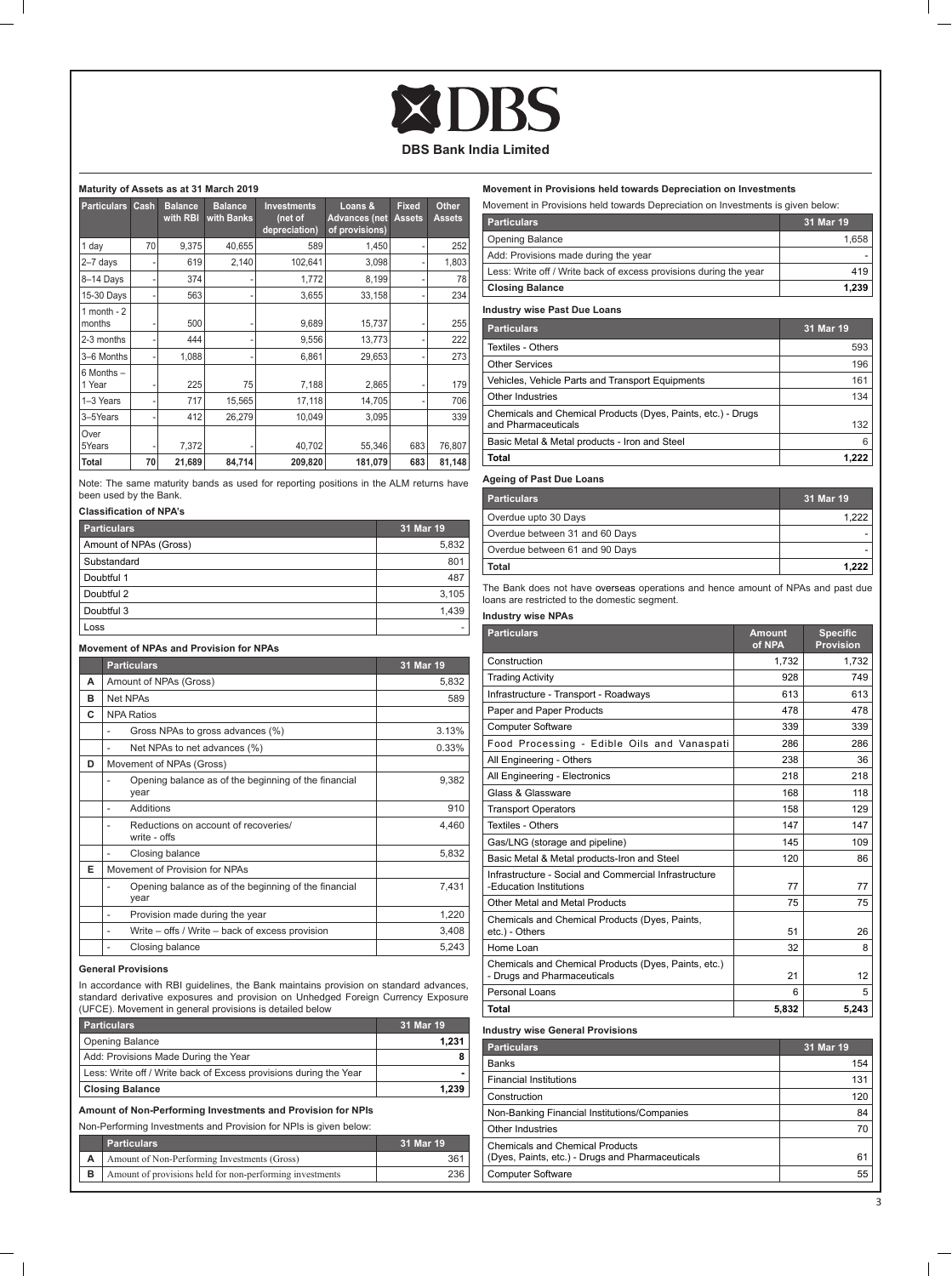# DBS

**DBS Bank India Limited**

### Maturity of Assets as at 31 March 2019

| Particulars | Cash | Balance with RBI | Balance with Banks | Investments (net of depreciation) | Loans & Advances (net of provisions) | Fixed Assets | Other Assets |
|---|---|---|---|---|---|---|---|
| 1 day | 70 | 9,375 | 40,655 | 589 | 1,450 | - | 252 |
| 2–7 days | - | 619 | 2,140 | 102,641 | 3,098 | - | 1,803 |
| 8–14 Days | - | 374 | - | 1,772 | 8,199 | - | 78 |
| 15-30 Days | - | 563 | - | 3,655 | 33,158 | - | 234 |
| 1 month - 2 months | - | 500 | - | 9,689 | 15,737 | - | 255 |
| 2-3 months | - | 444 | - | 9,556 | 13,773 | - | 222 |
| 3–6 Months | - | 1,088 | - | 6,861 | 29,653 | - | 273 |
| 6 Months – 1 Year | - | 225 | 75 | 7,188 | 2,865 | - | 179 |
| 1–3 Years | - | 717 | 15,565 | 17,118 | 14,705 | - | 706 |
| 3–5Years | - | 412 | 26,279 | 10,049 | 3,095 | | 339 |
| Over 5Years | - | 7,372 | - | 40,702 | 55,346 | 683 | 76,807 |
| **Total** | **70** | **21,689** | **84,714** | **209,820** | **181,079** | **683** | **81,148** |

Note: The same maturity bands as used for reporting positions in the ALM returns have been used by the Bank.

### Classification of NPA's

| Particulars | 31 Mar 19 |
|---|---|
| Amount of NPAs (Gross) | 5,832 |
| Substandard | 801 |
| Doubtful 1 | 487 |
| Doubtful 2 | 3,105 |
| Doubtful 3 | 1,439 |
| Loss | - |

### Movement of NPAs and Provision for NPAs

| | Particulars | 31 Mar 19 |
|---|---|---|
| A | Amount of NPAs (Gross) | 5,832 |
| B | Net NPAs | 589 |
| C | NPA Ratios | |
| | - Gross NPAs to gross advances (%) | 3.13% |
| | - Net NPAs to net advances (%) | 0.33% |
| D | Movement of NPAs (Gross) | |
| | - Opening balance as of the beginning of the financial year | 9,382 |
| | - Additions | 910 |
| | - Reductions on account of recoveries/ write - offs | 4,460 |
| | - Closing balance | 5,832 |
| E | Movement of Provision for NPAs | |
| | - Opening balance as of the beginning of the financial year | 7,431 |
| | - Provision made during the year | 1,220 |
| | - Write – offs / Write – back of excess provision | 3,408 |
| | - Closing balance | 5,243 |

### General Provisions

In accordance with RBI guidelines, the Bank maintains provision on standard advances, standard derivative exposures and provision on Unhedged Foreign Currency Exposure (UFCE). Movement in general provisions is detailed below

| Particulars | 31 Mar 19 |
|---|---|
| Opening Balance | **1,231** |
| Add: Provisions Made During the Year | **8** |
| Less: Write off / Write back of Excess provisions during the Year | **-** |
| **Closing Balance** | **1,239** |

### Amount of Non-Performing Investments and Provision for NPIs

Non-Performing Investments and Provision for NPIs is given below:

| | Particulars | 31 Mar 19 |
|---|---|---|
| A | Amount of Non-Performing Investments (Gross) | 361 |
| B | Amount of provisions held for non-performing investments | 236 |

### Movement in Provisions held towards Depreciation on Investments

Movement in Provisions held towards Depreciation on Investments is given below:

| Particulars | 31 Mar 19 |
|---|---|
| Opening Balance | 1,658 |
| Add: Provisions made during the year | - |
| Less: Write off / Write back of excess provisions during the year | 419 |
| **Closing Balance** | **1,239** |

### Industry wise Past Due Loans

| Particulars | 31 Mar 19 |
|---|---|
| Textiles - Others | 593 |
| Other Services | 196 |
| Vehicles, Vehicle Parts and Transport Equipments | 161 |
| Other Industries | 134 |
| Chemicals and Chemical Products (Dyes, Paints, etc.) - Drugs and Pharmaceuticals | 132 |
| Basic Metal & Metal products - Iron and Steel | 6 |
| **Total** | **1,222** |

### Ageing of Past Due Loans

| Particulars | 31 Mar 19 |
|---|---|
| Overdue upto 30 Days | 1,222 |
| Overdue between 31 and 60 Days | - |
| Overdue between 61 and 90 Days | - |
| **Total** | **1,222** |

The Bank does not have overseas operations and hence amount of NPAs and past due loans are restricted to the domestic segment.

### Industry wise NPAs

| Particulars | Amount of NPA | Specific Provision |
|---|---|---|
| Construction | 1,732 | 1,732 |
| Trading Activity | 928 | 749 |
| Infrastructure - Transport - Roadways | 613 | 613 |
| Paper and Paper Products | 478 | 478 |
| Computer Software | 339 | 339 |
| Food Processing - Edible Oils and Vanaspati | 286 | 286 |
| All Engineering - Others | 238 | 36 |
| All Engineering - Electronics | 218 | 218 |
| Glass & Glassware | 168 | 118 |
| Transport Operators | 158 | 129 |
| Textiles - Others | 147 | 147 |
| Gas/LNG (storage and pipeline) | 145 | 109 |
| Basic Metal & Metal products-Iron and Steel | 120 | 86 |
| Infrastructure - Social and Commercial Infrastructure -Education Institutions | 77 | 77 |
| Other Metal and Metal Products | 75 | 75 |
| Chemicals and Chemical Products (Dyes, Paints, etc.) - Others | 51 | 26 |
| Home Loan | 32 | 8 |
| Chemicals and Chemical Products (Dyes, Paints, etc.) - Drugs and Pharmaceuticals | 21 | 12 |
| Personal Loans | 6 | 5 |
| **Total** | **5,832** | **5,243** |

### Industry wise General Provisions

| Particulars | 31 Mar 19 |
|---|---|
| Banks | 154 |
| Financial Institutions | 131 |
| Construction | 120 |
| Non-Banking Financial Institutions/Companies | 84 |
| Other Industries | 70 |
| Chemicals and Chemical Products (Dyes, Paints, etc.) - Drugs and Pharmaceuticals | 61 |
| Computer Software | 55 |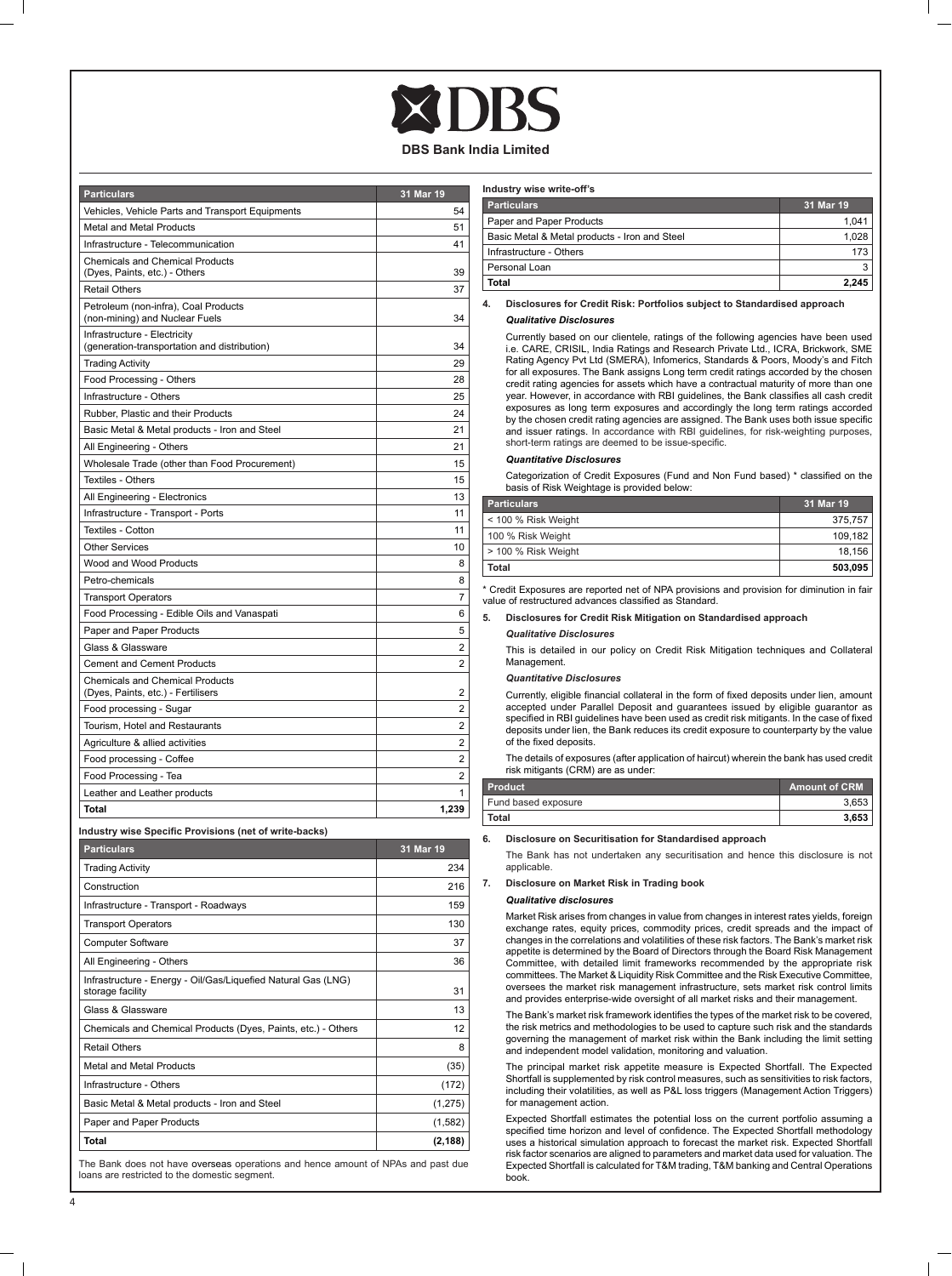| Particulars | 31 Mar 19 |
|---|---|
| Vehicles, Vehicle Parts and Transport Equipments | 54 |
| Metal and Metal Products | 51 |
| Infrastructure - Telecommunication | 41 |
| Chemicals and Chemical Products (Dyes, Paints, etc.) - Others | 39 |
| Retail Others | 37 |
| Petroleum (non-infra), Coal Products (non-mining) and Nuclear Fuels | 34 |
| Infrastructure - Electricity (generation-transportation and distribution) | 34 |
| Trading Activity | 29 |
| Food Processing - Others | 28 |
| Infrastructure - Others | 25 |
| Rubber, Plastic and their Products | 24 |
| Basic Metal & Metal products - Iron and Steel | 21 |
| All Engineering - Others | 21 |
| Wholesale Trade (other than Food Procurement) | 15 |
| Textiles - Others | 15 |
| All Engineering - Electronics | 13 |
| Infrastructure - Transport - Ports | 11 |
| Textiles - Cotton | 11 |
| Other Services | 10 |
| Wood and Wood Products | 8 |
| Petro-chemicals | 8 |
| Transport Operators | 7 |
| Food Processing - Edible Oils and Vanaspati | 6 |
| Paper and Paper Products | 5 |
| Glass & Glassware | 2 |
| Cement and Cement Products | 2 |
| Chemicals and Chemical Products (Dyes, Paints, etc.) - Fertilisers | 2 |
| Food processing - Sugar | 2 |
| Tourism, Hotel and Restaurants | 2 |
| Agriculture & allied activities | 2 |
| Food processing - Coffee | 2 |
| Food Processing - Tea | 2 |
| Leather and Leather products | 1 |
| **Total** | **1,239** |

**Industry wise Specific Provisions (net of write-backs)**

| Particulars | 31 Mar 19 |
|---|---|
| Trading Activity | 234 |
| Construction | 216 |
| Infrastructure - Transport - Roadways | 159 |
| Transport Operators | 130 |
| Computer Software | 37 |
| All Engineering - Others | 36 |
| Infrastructure - Energy - Oil/Gas/Liquefied Natural Gas (LNG) storage facility | 31 |
| Glass & Glassware | 13 |
| Chemicals and Chemical Products (Dyes, Paints, etc.) - Others | 12 |
| Retail Others | 8 |
| Metal and Metal Products | (35) |
| Infrastructure - Others | (172) |
| Basic Metal & Metal products - Iron and Steel | (1,275) |
| Paper and Paper Products | (1,582) |
| **Total** | **(2,188)** |

The Bank does not have overseas operations and hence amount of NPAs and past due loans are restricted to the domestic segment.

**Industry wise write-off's**

| Particulars | 31 Mar 19 |
|---|---|
| Paper and Paper Products | 1,041 |
| Basic Metal & Metal products - Iron and Steel | 1,028 |
| Infrastructure - Others | 173 |
| Personal Loan | 3 |
| **Total** | **2,245** |

### 4. Disclosures for Credit Risk: Portfolios subject to Standardised approach

***Qualitative Disclosures***

Currently based on our clientele, ratings of the following agencies have been used i.e. CARE, CRISIL, India Ratings and Research Private Ltd., ICRA, Brickwork, SME Rating Agency Pvt Ltd (SMERA), Infomerics, Standards & Poors, Moody's and Fitch for all exposures. The Bank assigns Long term credit ratings accorded by the chosen credit rating agencies for assets which have a contractual maturity of more than one year. However, in accordance with RBI guidelines, the Bank classifies all cash credit exposures as long term exposures and accordingly the long term ratings accorded by the chosen credit rating agencies are assigned. The Bank uses both issue specific and issuer ratings. In accordance with RBI guidelines, for risk-weighting purposes, short-term ratings are deemed to be issue-specific.

***Quantitative Disclosures***

Categorization of Credit Exposures (Fund and Non Fund based) * classified on the basis of Risk Weightage is provided below:

| Particulars | 31 Mar 19 |
|---|---|
| < 100 % Risk Weight | 375,757 |
| 100 % Risk Weight | 109,182 |
| > 100 % Risk Weight | 18,156 |
| **Total** | **503,095** |

* Credit Exposures are reported net of NPA provisions and provision for diminution in fair value of restructured advances classified as Standard.

### 5. Disclosures for Credit Risk Mitigation on Standardised approach

***Qualitative Disclosures***

This is detailed in our policy on Credit Risk Mitigation techniques and Collateral Management.

***Quantitative Disclosures***

Currently, eligible financial collateral in the form of fixed deposits under lien, amount accepted under Parallel Deposit and guarantees issued by eligible guarantor as specified in RBI guidelines have been used as credit risk mitigants. In the case of fixed deposits under lien, the Bank reduces its credit exposure to counterparty by the value of the fixed deposits.

The details of exposures (after application of haircut) wherein the bank has used credit risk mitigants (CRM) are as under:

| Product | Amount of CRM |
|---|---|
| Fund based exposure | 3,653 |
| **Total** | **3,653** |

### 6. Disclosure on Securitisation for Standardised approach

The Bank has not undertaken any securitisation and hence this disclosure is not applicable.

### 7. Disclosure on Market Risk in Trading book

***Qualitative disclosures***

Market Risk arises from changes in value from changes in interest rates yields, foreign exchange rates, equity prices, commodity prices, credit spreads and the impact of changes in the correlations and volatilities of these risk factors. The Bank's market risk appetite is determined by the Board of Directors through the Board Risk Management Committee, with detailed limit frameworks recommended by the appropriate risk committees. The Market & Liquidity Risk Committee and the Risk Executive Committee, oversees the market risk management infrastructure, sets market risk control limits and provides enterprise-wide oversight of all market risks and their management.

The Bank's market risk framework identifies the types of the market risk to be covered, the risk metrics and methodologies to be used to capture such risk and the standards governing the management of market risk within the Bank including the limit setting and independent model validation, monitoring and valuation.

The principal market risk appetite measure is Expected Shortfall. The Expected Shortfall is supplemented by risk control measures, such as sensitivities to risk factors, including their volatilities, as well as P&L loss triggers (Management Action Triggers) for management action.

Expected Shortfall estimates the potential loss on the current portfolio assuming a specified time horizon and level of confidence. The Expected Shortfall methodology uses a historical simulation approach to forecast the market risk. Expected Shortfall risk factor scenarios are aligned to parameters and market data used for valuation. The Expected Shortfall is calculated for T&M trading, T&M banking and Central Operations book.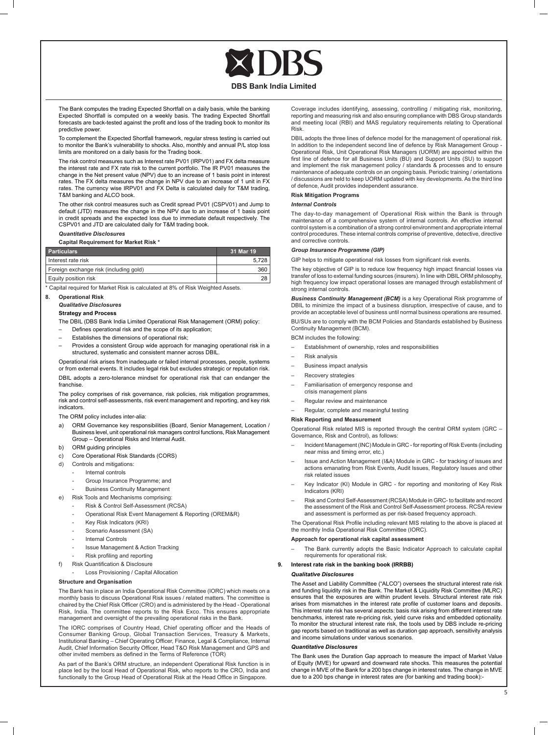The Bank computes the trading Expected Shortfall on a daily basis, while the banking Expected Shortfall is computed on a weekly basis. The trading Expected Shortfall forecasts are back-tested against the profit and loss of the trading book to monitor its predictive power.

To complement the Expected Shortfall framework, regular stress testing is carried out to monitor the Bank's vulnerability to shocks. Also, monthly and annual P/L stop loss limits are monitored on a daily basis for the Trading book.

The risk control measures such as Interest rate PV01 (IRPV01) and FX delta measure the interest rate and FX rate risk to the current portfolio. The IR PV01 measures the change in the Net present value (NPV) due to an increase of 1 basis point in interest rates. The FX delta measures the change in NPV due to an increase of 1 unit in FX rates. The currency wise IRPV01 and FX Delta is calculated daily for T&M trading, T&M banking and ALCO book.

The other risk control measures such as Credit spread PV01 (CSPV01) and Jump to default (JTD) measures the change in the NPV due to an increase of 1 basis point in credit spreads and the expected loss due to immediate default respectively. The CSPV01 and JTD are calculated daily for T&M trading book.

***Quantitative Disclosures***

**Capital Requirement for Market Risk \***

| Particulars | 31 Mar 19 |
|---|---|
| Interest rate risk | 5,728 |
| Foreign exchange risk (including gold) | 360 |
| Equity position risk | 28 |

\* Capital required for Market Risk is calculated at 8% of Risk Weighted Assets.

## 8. Operational Risk

***Qualitative Disclosures***

**Strategy and Process**

The DBIL (DBS Bank India Limited Operational Risk Management (ORM) policy:

- Defines operational risk and the scope of its application;
- Establishes the dimensions of operational risk;
- Provides a consistent Group wide approach for managing operational risk in a structured, systematic and consistent manner across DBIL.

Operational risk arises from inadequate or failed internal processes, people, systems or from external events. It includes legal risk but excludes strategic or reputation risk.

DBIL adopts a zero-tolerance mindset for operational risk that can endanger the franchise.

The policy comprises of risk governance, risk policies, risk mitigation programmes, risk and control self-assessments, risk event management and reporting, and key risk indicators.

The ORM policy includes inter-alia:

a) ORM Governance key responsibilities (Board, Senior Management, Location / Business level, unit operational risk managers control functions, Risk Management Group – Operational Risks and Internal Audit.
b) ORM guiding principles
c) Core Operational Risk Standards (CORS)
d) Controls and mitigations:
   - Internal controls
   - Group Insurance Programme; and
   - Business Continuity Management
e) Risk Tools and Mechanisms comprising:
   - Risk & Control Self-Assessment (RCSA)
   - Operational Risk Event Management & Reporting (OREM&R)
   - Key Risk Indicators (KRI)
   - Scenario Assessment (SA)
   - Internal Controls
   - Issue Management & Action Tracking
   - Risk profiling and reporting
f) Risk Quantification & Disclosure
   - Loss Provisioning / Capital Allocation

**Structure and Organisation**

The Bank has in place an India Operational Risk Committee (IORC) which meets on a monthly basis to discuss Operational Risk issues / related matters. The committee is chaired by the Chief Risk Officer (CRO) and is administered by the Head - Operational Risk, India. The committee reports to the Risk Exco. This ensures appropriate management and oversight of the prevailing operational risks in the Bank.

The IORC comprises of Country Head, Chief operating officer and the Heads of Consumer Banking Group, Global Transaction Services, Treasury & Markets, Institutional Banking – Chief Operating Officer, Finance, Legal & Compliance, Internal Audit, Chief Information Security Officer, Head T&O Risk Management and GPS and other invited members as defined in the Terms of Reference (TOR)

As part of the Bank's ORM structure, an independent Operational Risk function is in place led by the local Head of Operational Risk, who reports to the CRO, India and functionally to the Group Head of Operational Risk at the Head Office in Singapore.

Coverage includes identifying, assessing, controlling / mitigating risk, monitoring, reporting and measuring risk and also ensuring compliance with DBS Group standards and meeting local (RBI) and MAS regulatory requirements relating to Operational Risk.

DBIL adopts the three lines of defence model for the management of operational risk. In addition to the independent second line of defence by Risk Management Group - Operational Risk, Unit Operational Risk Managers (UORM) are appointed within the first line of defence for all Business Units (BU) and Support Units (SU) to support and implement the risk management policy / standards & processes and to ensure maintenance of adequate controls on an ongoing basis. Periodic training / orientations / discussions are held to keep UORM updated with key developments. As the third line of defence, Audit provides independent assurance.

**Risk Mitigation Programs**

***Internal Controls***

The day-to-day management of Operational Risk within the Bank is through maintenance of a comprehensive system of internal controls. An effective internal control system is a combination of a strong control environment and appropriate internal control procedures. These internal controls comprise of preventive, detective, directive and corrective controls.

***Group Insurance Programme (GIP)***

GIP helps to mitigate operational risk losses from significant risk events.

The key objective of GIP is to reduce low frequency high impact financial losses via transfer of loss to external funding sources (insurers). In line with DBIL ORM philosophy, high frequency low impact operational losses are managed through establishment of strong internal controls.

***Business Continuity Management (BCM)*** is a key Operational Risk programme of DBIL to minimize the impact of a business disruption, irrespective of cause, and to provide an acceptable level of business until normal business operations are resumed.

BU/SUs are to comply with the BCM Policies and Standards established by Business Continuity Management (BCM).

BCM includes the following:

- Establishment of ownership, roles and responsibilities
- Risk analysis
- Business impact analysis
- Recovery strategies
- Familiarisation of emergency response and crisis management plans
- Regular review and maintenance
- Regular, complete and meaningful testing

**Risk Reporting and Measurement**

Operational Risk related MIS is reported through the central ORM system (GRC – Governance, Risk and Control), as follows:

- Incident Management (INC) Module in GRC - for reporting of Risk Events (including near miss and timing error, etc.)
- Issue and Action Management (I&A) Module in GRC - for tracking of issues and actions emanating from Risk Events, Audit Issues, Regulatory Issues and other risk related issues
- Key Indicator (KI) Module in GRC - for reporting and monitoring of Key Risk Indicators (KRI)
- Risk and Control Self-Assessment (RCSA) Module in GRC- to facilitate and record the assessment of the Risk and Control Self-Assessment process. RCSA review and assessment is performed as per risk-based frequency approach.

The Operational Risk Profile including relevant MIS relating to the above is placed at the monthly India Operational Risk Committee (IORC).

**Approach for operational risk capital assessment**

- The Bank currently adopts the Basic Indicator Approach to calculate capital requirements for operational risk.

## 9. Interest rate risk in the banking book (IRRBB)

***Qualitative Disclosures***

The Asset and Liability Committee ("ALCO") oversees the structural interest rate risk and funding liquidity risk in the Bank. The Market & Liquidity Risk Committee (MLRC) ensures that the exposures are within prudent levels. Structural interest rate risk arises from mismatches in the interest rate profile of customer loans and deposits. This interest rate risk has several aspects: basis risk arising from different interest rate benchmarks, interest rate re-pricing risk, yield curve risks and embedded optionality. To monitor the structural interest rate risk, the tools used by DBS include re-pricing gap reports based on traditional as well as duration gap approach, sensitivity analysis and income simulations under various scenarios.

***Quantitative Disclosures***

The Bank uses the Duration Gap approach to measure the impact of Market Value of Equity (MVE) for upward and downward rate shocks. This measures the potential change in MVE of the Bank for a 200 bps change in interest rates. The change in MVE due to a 200 bps change in interest rates are (for banking and trading book):-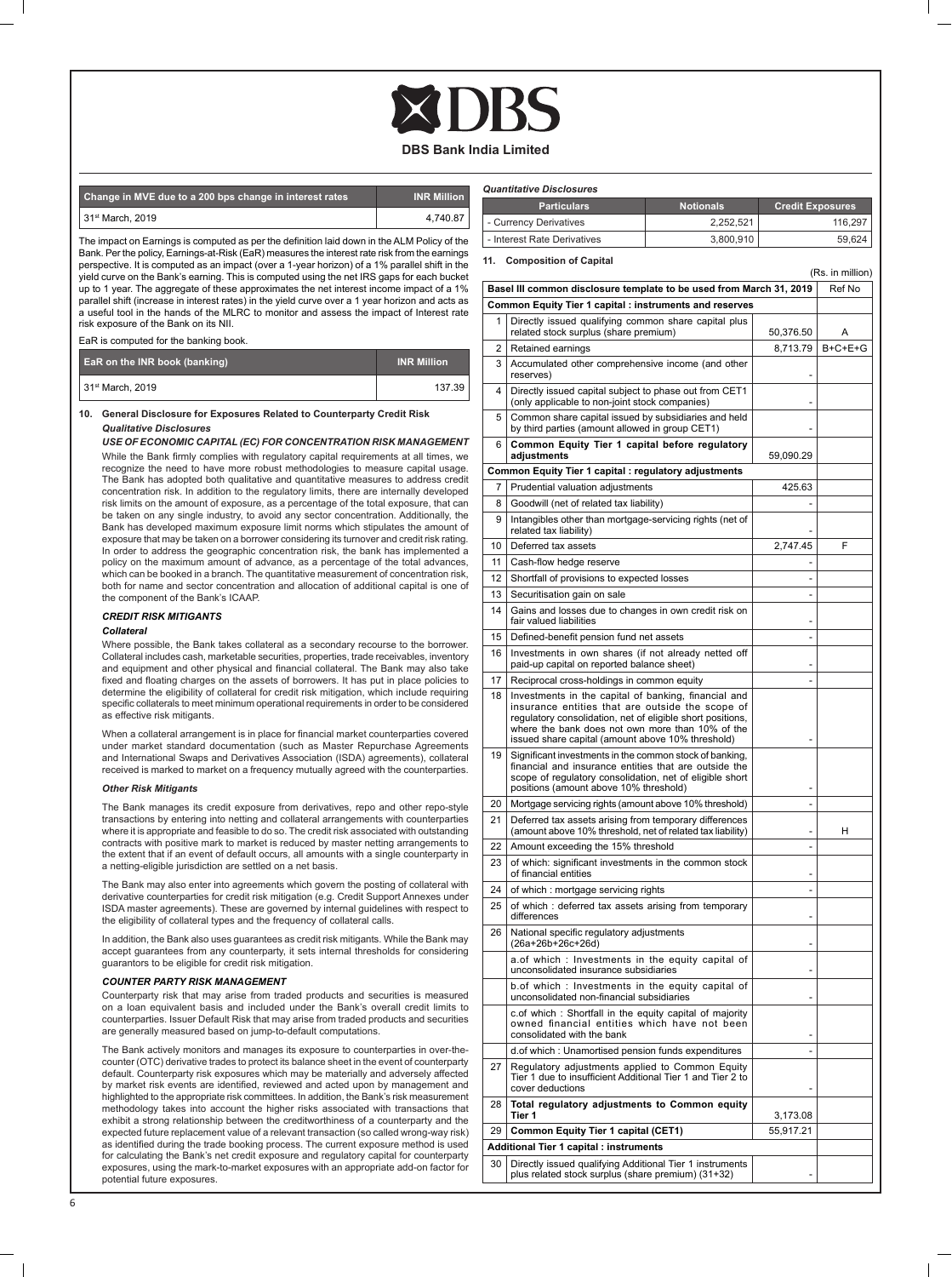| Change in MVE due to a 200 bps change in interest rates | INR Million |
|---|---|
| 31st March, 2019 | 4,740.87 |

The impact on Earnings is computed as per the definition laid down in the ALM Policy of the Bank. Per the policy, Earnings-at-Risk (EaR) measures the interest rate risk from the earnings perspective. It is computed as an impact (over a 1-year horizon) of a 1% parallel shift in the yield curve on the Bank's earning. This is computed using the net IRS gaps for each bucket up to 1 year. The aggregate of these approximates the net interest income impact of a 1% parallel shift (increase in interest rates) in the yield curve over a 1 year horizon and acts as a useful tool in the hands of the MLRC to monitor and assess the impact of Interest rate risk exposure of the Bank on its NII.

EaR is computed for the banking book.

| EaR on the INR book (banking) | INR Million |
|---|---|
| 31st March, 2019 | 137.39 |

## 10. General Disclosure for Exposures Related to Counterparty Credit Risk

***Qualitative Disclosures***

***USE OF ECONOMIC CAPITAL (EC) FOR CONCENTRATION RISK MANAGEMENT***

While the Bank firmly complies with regulatory capital requirements at all times, we recognize the need to have more robust methodologies to measure capital usage. The Bank has adopted both qualitative and quantitative measures to address credit concentration risk. In addition to the regulatory limits, there are internally developed risk limits on the amount of exposure, as a percentage of the total exposure, that can be taken on any single industry, to avoid any sector concentration. Additionally, the Bank has developed maximum exposure limit norms which stipulates the amount of exposure that may be taken on a borrower considering its turnover and credit risk rating. In order to address the geographic concentration risk, the bank has implemented a policy on the maximum amount of advance, as a percentage of the total advances, which can be booked in a branch. The quantitative measurement of concentration risk, both for name and sector concentration and allocation of additional capital is one of the component of the Bank's ICAAP.

***CREDIT RISK MITIGANTS***

***Collateral***

Where possible, the Bank takes collateral as a secondary recourse to the borrower. Collateral includes cash, marketable securities, properties, trade receivables, inventory and equipment and other physical and financial collateral. The Bank may also take fixed and floating charges on the assets of borrowers. It has put in place policies to determine the eligibility of collateral for credit risk mitigation, which include requiring specific collaterals to meet minimum operational requirements in order to be considered as effective risk mitigants.

When a collateral arrangement is in place for financial market counterparties covered under market standard documentation (such as Master Repurchase Agreements and International Swaps and Derivatives Association (ISDA) agreements), collateral received is marked to market on a frequency mutually agreed with the counterparties.

***Other Risk Mitigants***

The Bank manages its credit exposure from derivatives, repo and other repo-style transactions by entering into netting and collateral arrangements with counterparties where it is appropriate and feasible to do so. The credit risk associated with outstanding contracts with positive mark to market is reduced by master netting arrangements to the extent that if an event of default occurs, all amounts with a single counterparty in a netting-eligible jurisdiction are settled on a net basis.

The Bank may also enter into agreements which govern the posting of collateral with derivative counterparties for credit risk mitigation (e.g. Credit Support Annexes under ISDA master agreements). These are governed by internal guidelines with respect to the eligibility of collateral types and the frequency of collateral calls.

In addition, the Bank also uses guarantees as credit risk mitigants. While the Bank may accept guarantees from any counterparty, it sets internal thresholds for considering guarantors to be eligible for credit risk mitigation.

***COUNTER PARTY RISK MANAGEMENT***

Counterparty risk that may arise from traded products and securities is measured on a loan equivalent basis and included under the Bank's overall credit limits to counterparties. Issuer Default Risk that may arise from traded products and securities are generally measured based on jump-to-default computations.

The Bank actively monitors and manages its exposure to counterparties in over-the-counter (OTC) derivative trades to protect its balance sheet in the event of counterparty default. Counterparty risk exposures which may be materially and adversely affected by market risk events are identified, reviewed and acted upon by management and highlighted to the appropriate risk committees. In addition, the Bank's risk measurement methodology takes into account the higher risks associated with transactions that exhibit a strong relationship between the creditworthiness of a counterparty and the expected future replacement value of a relevant transaction (so called wrong-way risk) as identified during the trade booking process. The current exposure method is used for calculating the Bank's net credit exposure and regulatory capital for counterparty exposures, using the mark-to-market exposures with an appropriate add-on factor for potential future exposures.

***Quantitative Disclosures***

| Particulars | Notionals | Credit Exposures |
|---|---|---|
| - Currency Derivatives | 2,252,521 | 116,297 |
| - Interest Rate Derivatives | 3,800,910 | 59,624 |

## 11. Composition of Capital

(Rs. in million)

| | Basel III common disclosure template to be used from March 31, 2019 | | Ref No |
|---|---|---|---|
| | **Common Equity Tier 1 capital : instruments and reserves** | | |
| 1 | Directly issued qualifying common share capital plus related stock surplus (share premium) | 50,376.50 | A |
| 2 | Retained earnings | 8,713.79 | B+C+E+G |
| 3 | Accumulated other comprehensive income (and other reserves) | - | |
| 4 | Directly issued capital subject to phase out from CET1 (only applicable to non-joint stock companies) | - | |
| 5 | Common share capital issued by subsidiaries and held by third parties (amount allowed in group CET1) | - | |
| 6 | **Common Equity Tier 1 capital before regulatory adjustments** | 59,090.29 | |
| | **Common Equity Tier 1 capital : regulatory adjustments** | | |
| 7 | Prudential valuation adjustments | 425.63 | |
| 8 | Goodwill (net of related tax liability) | - | |
| 9 | Intangibles other than mortgage-servicing rights (net of related tax liability) | - | |
| 10 | Deferred tax assets | 2,747.45 | F |
| 11 | Cash-flow hedge reserve | - | |
| 12 | Shortfall of provisions to expected losses | - | |
| 13 | Securitisation gain on sale | - | |
| 14 | Gains and losses due to changes in own credit risk on fair valued liabilities | - | |
| 15 | Defined-benefit pension fund net assets | - | |
| 16 | Investments in own shares (if not already netted off paid-up capital on reported balance sheet) | - | |
| 17 | Reciprocal cross-holdings in common equity | - | |
| 18 | Investments in the capital of banking, financial and insurance entities that are outside the scope of regulatory consolidation, net of eligible short positions, where the bank does not own more than 10% of the issued share capital (amount above 10% threshold) | - | |
| 19 | Significant investments in the common stock of banking, financial and insurance entities that are outside the scope of regulatory consolidation, net of eligible short positions (amount above 10% threshold) | - | |
| 20 | Mortgage servicing rights (amount above 10% threshold) | - | |
| 21 | Deferred tax assets arising from temporary differences (amount above 10% threshold, net of related tax liability) | - | H |
| 22 | Amount exceeding the 15% threshold | - | |
| 23 | of which: significant investments in the common stock of financial entities | - | |
| 24 | of which : mortgage servicing rights | - | |
| 25 | of which : deferred tax assets arising from temporary differences | - | |
| 26 | National specific regulatory adjustments (26a+26b+26c+26d) | - | |
| | a.of which : Investments in the equity capital of unconsolidated insurance subsidiaries | - | |
| | b.of which : Investments in the equity capital of unconsolidated non-financial subsidiaries | - | |
| | c.of which : Shortfall in the equity capital of majority owned financial entities which have not been consolidated with the bank | - | |
| | d.of which : Unamortised pension funds expenditures | - | |
| 27 | Regulatory adjustments applied to Common Equity Tier 1 due to insufficient Additional Tier 1 and Tier 2 to cover deductions | - | |
| 28 | **Total regulatory adjustments to Common equity Tier 1** | 3,173.08 | |
| 29 | **Common Equity Tier 1 capital (CET1)** | 55,917.21 | |
| | **Additional Tier 1 capital : instruments** | | |
| 30 | Directly issued qualifying Additional Tier 1 instruments plus related stock surplus (share premium) (31+32) | - | |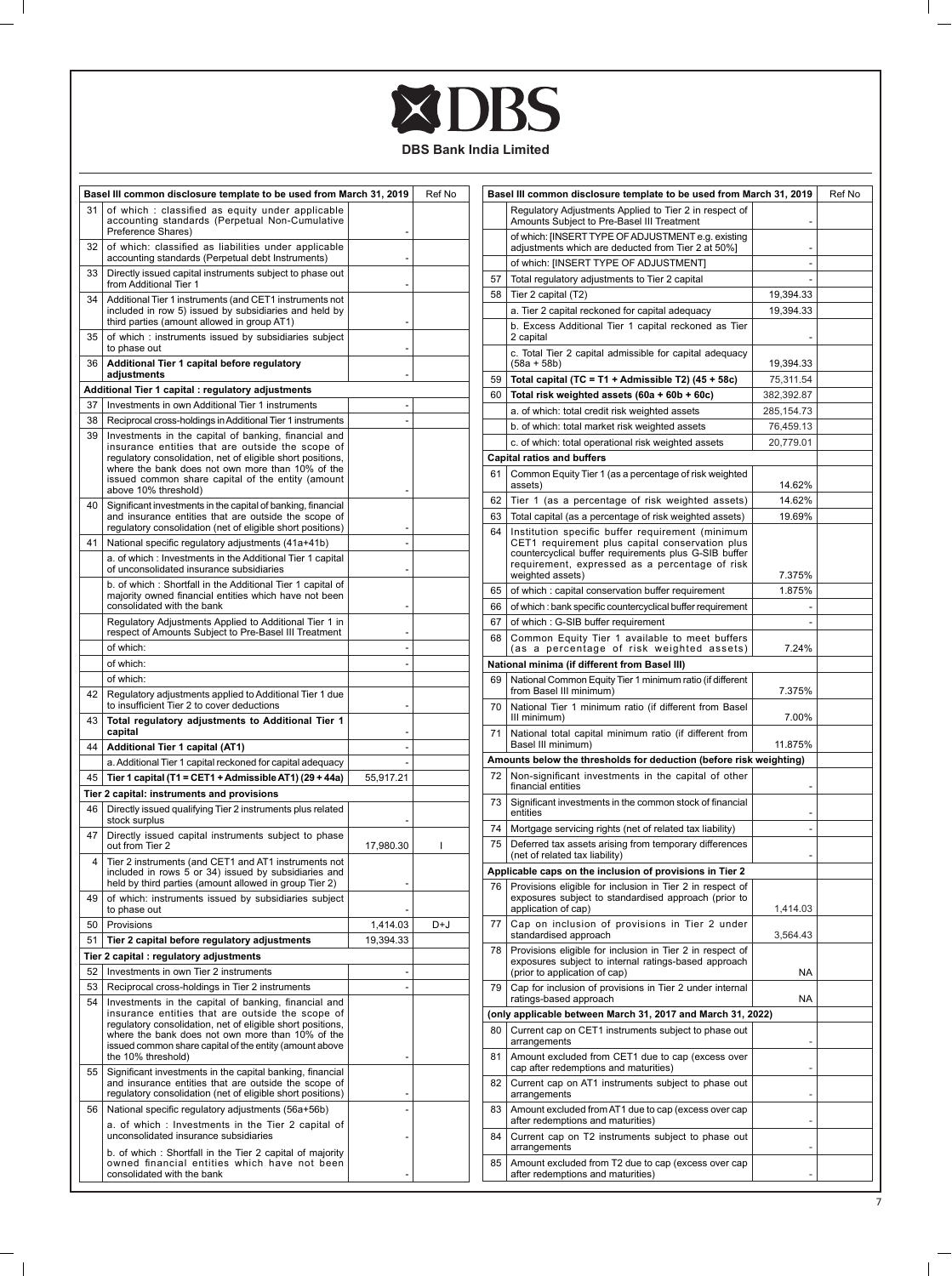# DBS Bank India Limited

| | Basel III common disclosure template to be used from March 31, 2019 | | Ref No |
|---|---|---|---|
| 31 | of which : classified as equity under applicable accounting standards (Perpetual Non-Cumulative Preference Shares) | - | |
| 32 | of which: classified as liabilities under applicable accounting standards (Perpetual debt Instruments) | - | |
| 33 | Directly issued capital instruments subject to phase out from Additional Tier 1 | - | |
| 34 | Additional Tier 1 instruments (and CET1 instruments not included in row 5) issued by subsidiaries and held by third parties (amount allowed in group AT1) | - | |
| 35 | of which : instruments issued by subsidiaries subject to phase out | - | |
| 36 | **Additional Tier 1 capital before regulatory adjustments** | - | |
| | **Additional Tier 1 capital : regulatory adjustments** | | |
| 37 | Investments in own Additional Tier 1 instruments | - | |
| 38 | Reciprocal cross-holdings in Additional Tier 1 instruments | - | |
| 39 | Investments in the capital of banking, financial and insurance entities that are outside the scope of regulatory consolidation, net of eligible short positions, where the bank does not own more than 10% of the issued common share capital of the entity (amount above 10% threshold) | - | |
| 40 | Significant investments in the capital of banking, financial and insurance entities that are outside the scope of regulatory consolidation (net of eligible short positions) | - | |
| 41 | National specific regulatory adjustments (41a+41b) | - | |
| | a. of which : Investments in the Additional Tier 1 capital of unconsolidated insurance subsidiaries | - | |
| | b. of which : Shortfall in the Additional Tier 1 capital of majority owned financial entities which have not been consolidated with the bank | - | |
| | Regulatory Adjustments Applied to Additional Tier 1 in respect of Amounts Subject to Pre-Basel III Treatment | - | |
| | of which: | - | |
| | of which: | - | |
| | of which: | | |
| 42 | Regulatory adjustments applied to Additional Tier 1 due to insufficient Tier 2 to cover deductions | - | |
| 43 | **Total regulatory adjustments to Additional Tier 1 capital** | - | |
| 44 | **Additional Tier 1 capital (AT1)** | - | |
| | a. Additional Tier 1 capital reckoned for capital adequacy | - | |
| 45 | **Tier 1 capital (T1 = CET1 + Admissible AT1) (29 + 44a)** | 55,917.21 | |
| | **Tier 2 capital: instruments and provisions** | | |
| 46 | Directly issued qualifying Tier 2 instruments plus related stock surplus | - | |
| 47 | Directly issued capital instruments subject to phase out from Tier 2 | 17,980.30 | I |
| 4 | Tier 2 instruments (and CET1 and AT1 instruments not included in rows 5 or 34) issued by subsidiaries and held by third parties (amount allowed in group Tier 2) | - | |
| 49 | of which: instruments issued by subsidiaries subject to phase out | - | |
| 50 | Provisions | 1,414.03 | D+J |
| 51 | **Tier 2 capital before regulatory adjustments** | 19,394.33 | |
| | **Tier 2 capital : regulatory adjustments** | | |
| 52 | Investments in own Tier 2 instruments | - | |
| 53 | Reciprocal cross-holdings in Tier 2 instruments | - | |
| 54 | Investments in the capital of banking, financial and insurance entities that are outside the scope of regulatory consolidation, net of eligible short positions, where the bank does not own more than 10% of the issued common share capital of the entity (amount above the 10% threshold) | - | |
| 55 | Significant investments in the capital banking, financial and insurance entities that are outside the scope of regulatory consolidation (net of eligible short positions) | - | |
| 56 | National specific regulatory adjustments (56a+56b) | - | |
| | a. of which : Investments in the Tier 2 capital of unconsolidated insurance subsidiaries | - | |
| | b. of which : Shortfall in the Tier 2 capital of majority owned financial entities which have not been consolidated with the bank | - | |
| | Regulatory Adjustments Applied to Tier 2 in respect of Amounts Subject to Pre-Basel III Treatment | - | |
| | of which: [INSERT TYPE OF ADJUSTMENT e.g. existing adjustments which are deducted from Tier 2 at 50%] | - | |
| | of which: [INSERT TYPE OF ADJUSTMENT] | - | |
| 57 | Total regulatory adjustments to Tier 2 capital | - | |
| 58 | Tier 2 capital (T2) | 19,394.33 | |
| | a. Tier 2 capital reckoned for capital adequacy | 19,394.33 | |
| | b. Excess Additional Tier 1 capital reckoned as Tier 2 capital | - | |
| | c. Total Tier 2 capital admissible for capital adequacy (58a + 58b) | 19,394.33 | |
| 59 | **Total capital (TC = T1 + Admissible T2) (45 + 58c)** | 75,311.54 | |
| 60 | **Total risk weighted assets (60a + 60b + 60c)** | 382,392.87 | |
| | a. of which: total credit risk weighted assets | 285,154.73 | |
| | b. of which: total market risk weighted assets | 76,459.13 | |
| | c. of which: total operational risk weighted assets | 20,779.01 | |
| | **Capital ratios and buffers** | | |
| 61 | Common Equity Tier 1 (as a percentage of risk weighted assets) | 14.62% | |
| 62 | Tier 1 (as a percentage of risk weighted assets) | 14.62% | |
| 63 | Total capital (as a percentage of risk weighted assets) | 19.69% | |
| 64 | Institution specific buffer requirement (minimum CET1 requirement plus capital conservation plus countercyclical buffer requirements plus G-SIB buffer requirement, expressed as a percentage of risk weighted assets) | 7.375% | |
| 65 | of which : capital conservation buffer requirement | 1.875% | |
| 66 | of which : bank specific countercyclical buffer requirement | - | |
| 67 | of which : G-SIB buffer requirement | - | |
| 68 | Common Equity Tier 1 available to meet buffers (as a percentage of risk weighted assets) | 7.24% | |
| | **National minima (if different from Basel III)** | | |
| 69 | National Common Equity Tier 1 minimum ratio (if different from Basel III minimum) | 7.375% | |
| 70 | National Tier 1 minimum ratio (if different from Basel III minimum) | 7.00% | |
| 71 | National total capital minimum ratio (if different from Basel III minimum) | 11.875% | |
| | **Amounts below the thresholds for deduction (before risk weighting)** | | |
| 72 | Non-significant investments in the capital of other financial entities | - | |
| 73 | Significant investments in the common stock of financial entities | - | |
| 74 | Mortgage servicing rights (net of related tax liability) | - | |
| 75 | Deferred tax assets arising from temporary differences (net of related tax liability) | - | |
| | **Applicable caps on the inclusion of provisions in Tier 2** | | |
| 76 | Provisions eligible for inclusion in Tier 2 in respect of exposures subject to standardised approach (prior to application of cap) | 1,414.03 | |
| 77 | Cap on inclusion of provisions in Tier 2 under standardised approach | 3,564.43 | |
| 78 | Provisions eligible for inclusion in Tier 2 in respect of exposures subject to internal ratings-based approach (prior to application of cap) | NA | |
| 79 | Cap for inclusion of provisions in Tier 2 under internal ratings-based approach | NA | |
| | **(only applicable between March 31, 2017 and March 31, 2022)** | | |
| 80 | Current cap on CET1 instruments subject to phase out arrangements | - | |
| 81 | Amount excluded from CET1 due to cap (excess over cap after redemptions and maturities) | - | |
| 82 | Current cap on AT1 instruments subject to phase out arrangements | - | |
| 83 | Amount excluded from AT1 due to cap (excess over cap after redemptions and maturities) | - | |
| 84 | Current cap on T2 instruments subject to phase out arrangements | - | |
| 85 | Amount excluded from T2 due to cap (excess over cap after redemptions and maturities) | - | |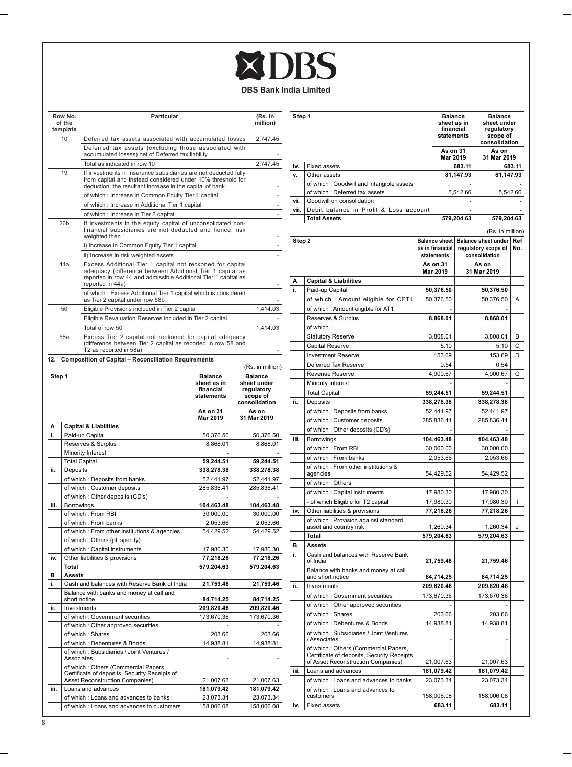# DBS Bank India Limited

| Row No. of the template | Particular | (Rs. in million) |
|---|---|---|
| 10 | Deferred tax assets associated with accumulated losses | 2,747.45 |
| | Deferred tax assets (excluding those associated with accumulated losses) net of Deferred tax liability | - |
| | Total as indicated in row 10 | 2,747.45 |
| 19 | If investments in insurance subsidiaries are not deducted fully from capital and instead considered under 10% threshold for deduction, the resultant increase in the capital of bank | - |
| | of which : Increase in Common Equity Tier 1 capital | - |
| | of which : Increase in Additional Tier 1 capital | - |
| | of which : Increase in Tier 2 capital | - |
| 26b | If investments in the equity capital of unconsolidated non-financial subsidiaries are not deducted and hence, risk weighted then : | - |
| | i) Increase in Common Equity Tier 1 capital | - |
| | ii) Increase in risk weighted assets | - |
| 44a | Excess Additional Tier 1 capital not reckoned for capital adequacy (difference between Additional Tier 1 capital as reported in row 44 and admissible Additional Tier 1 capital as reported in 44a) | - |
| | of which : Excess Additional Tier 1 capital which is considered as Tier 2 capital under row 58b | - |
| 50 | Eligible Provisions included in Tier 2 capital | 1,414.03 |
| | Eligible Revaluation Reserves included in Tier 2 capital | - |
| | Total of row 50 | 1,414.03 |
| 58a | Excess Tier 2 capital not reckoned for capital adequacy (difference between Tier 2 capital as reported in row 58 and T2 as reported in 58a) | - |

## 12. Composition of Capital – Reconciliation Requirements

(Rs. in million)

| Step 1 | | Balance sheet as in financial statements | Balance sheet under regulatory scope of consolidation |
|---|---|---|---|
| | | As on 31 Mar 2019 | As on 31 Mar 2019 |
| **A** | **Capital & Liabilities** | | |
| **i.** | Paid-up Capital | 50,376.50 | 50,376.50 |
| | Reserves & Surplus | 8,868.01 | 8,868.01 |
| | Minority Interest | **-** | **-** |
| | Total Capital | **59,244.51** | **59,244.51** |
| **ii.** | Deposits | **338,278.38** | **338,278.38** |
| | of which : Deposits from banks | 52,441.97 | 52,441.97 |
| | of which : Customer deposits | 285,836.41 | 285,836.41 |
| | of which : Other deposits (CD's) | - | - |
| **iii.** | Borrowings | **104,463.48** | **104,463.48** |
| | of which : From RBI | 30,000.00 | 30,000.00 |
| | of which : From banks | 2,053.66 | 2,053.66 |
| | of which : From other institutions & agencies | 54,429.52 | 54,429.52 |
| | of which : Others (pl. specify) | | |
| | of which : Capital instruments | 17,980.30 | 17,980.30 |
| **iv.** | Other liabilities & provisions | **77,218.26** | **77,218.26** |
| | **Total** | **579,204.63** | **579,204.63** |
| **B** | **Assets** | | |
| **i.** | Cash and balances with Reserve Bank of India | **21,759.46** | **21,759.46** |
| | Balance with banks and money at call and short notice | **84,714.25** | **84,714.25** |
| **ii.** | Investments : | **209,820.46** | **209,820.46** |
| | of which : Government securities | 173,670.36 | 173,670.36 |
| | of which : Other approved securities | - | - |
| | of which : Shares | 203.66 | 203.66 |
| | of which : Debentures & Bonds | 14,938.81 | 14,938.81 |
| | of which : Subsidiaries / Joint Ventures / Associates | - | - |
| | of which : Others (Commercial Papers, Certificate of deposits, Security Receipts of Asset Reconstruction Companies) | 21,007.63 | 21,007.63 |
| **iii.** | Loans and advances | **181,079.42** | **181,079.42** |
| | of which : Loans and advances to banks | 23,073.34 | 23,073.34 |
| | of which : Loans and advances to customers | 158,006.08 | 158,006.08 |
| **iv.** | Fixed assets | **683.11** | **683.11** |
| **v.** | Other assets | **81,147.93** | **81,147.93** |
| | of which : Goodwill and intangible assets | **-** | **-** |
| | of which : Deferred tax assets | 5,542.66 | 5,542.66 |
| **vi.** | Goodwill on consolidation | **-** | **-** |
| **vii.** | Debit balance in Profit & Loss account | **-** | **-** |
| | **Total Assets** | **579,204.63** | **579,204.63** |

(Rs. in million)

| Step 2 | | Balance sheet as in financial statements | Balance sheet under regulatory scope of consolidation | Ref No. |
|---|---|---|---|---|
| | | As on 31 Mar 2019 | As on 31 Mar 2019 | |
| **A** | **Capital & Liabilities** | | | |
| **i.** | Paid-up Capital | **50,376.50** | **50,376.50** | |
| | of which : Amount eligible for CET1 | 50,376.50 | 50,376.50 | A |
| | of which : Amount eligible for AT1 | - | - | |
| | Reserves & Surplus | **8,868.01** | **8,868.01** | |
| | of which : | | | |
| | Statutory Reserve | 3,808.01 | 3,808.01 | B |
| | Capital Reserve | 5.10 | 5.10 | C |
| | Investment Reserve | 153.69 | 153.69 | D |
| | Deferred Tax Reserve | 0.54 | 0.54 | |
| | Revenue Reserve | 4,900.67 | 4,900.67 | G |
| | Minority Interest | - | - | |
| | Total Capital | **59,244.51** | **59,244.51** | |
| **ii.** | Deposits | **338,278.38** | **338,278.38** | |
| | of which : Deposits from banks | 52,441.97 | 52,441.97 | |
| | of which : Customer deposits | 285,836.41 | 285,836.41 | |
| | of which : Other deposits (CD's) | - | - | |
| **iii.** | Borrowings | **104,463.48** | **104,463.48** | |
| | of which : From RBI | 30,000.00 | 30,000.00 | |
| | of which : From banks | 2,053.66 | 2,053.66 | |
| | of which : From other institutions & agencies | 54,429.52 | 54,429.52 | |
| | of which : Others | | | |
| | of which : Capital instruments | 17,980.30 | 17,980.30 | |
| | - of which Eligible for T2 capital | 17,980.30 | 17,980.30 | I |
| **iv.** | Other liabilities & provisions | **77,218.26** | **77,218.26** | |
| | of which : Provision against standard asset and country risk | 1,260.34 | 1,260.34 | J |
| | **Total** | **579,204.63** | **579,204.63** | |
| **B** | **Assets** | | | |
| **i.** | Cash and balances with Reserve Bank of India | **21,759.46** | **21,759.46** | |
| | Balance with banks and money at call and short notice | **84,714.25** | **84,714.25** | |
| **ii.** | Investments : | **209,820.46** | **209,820.46** | |
| | of which : Government securities | 173,670.36 | 173,670.36 | |
| | of which : Other approved securities | - | - | |
| | of which : Shares | 203.66 | 203.66 | |
| | of which : Debentures & Bonds | 14,938.81 | 14,938.81 | |
| | of which : Subsidiaries / Joint Ventures / Associates | - | - | |
| | of which : Others (Commercial Papers, Certificate of deposits, Security Receipts of Asset Reconstruction Companies) | 21,007.63 | 21,007.63 | |
| **iii.** | Loans and advances | **181,079.42** | **181,079.42** | |
| | of which : Loans and advances to banks | 23,073.34 | 23,073.34 | |
| | of which : Loans and advances to customers | 158,006.08 | 158,006.08 | |
| **iv.** | Fixed assets | **683.11** | **683.11** | |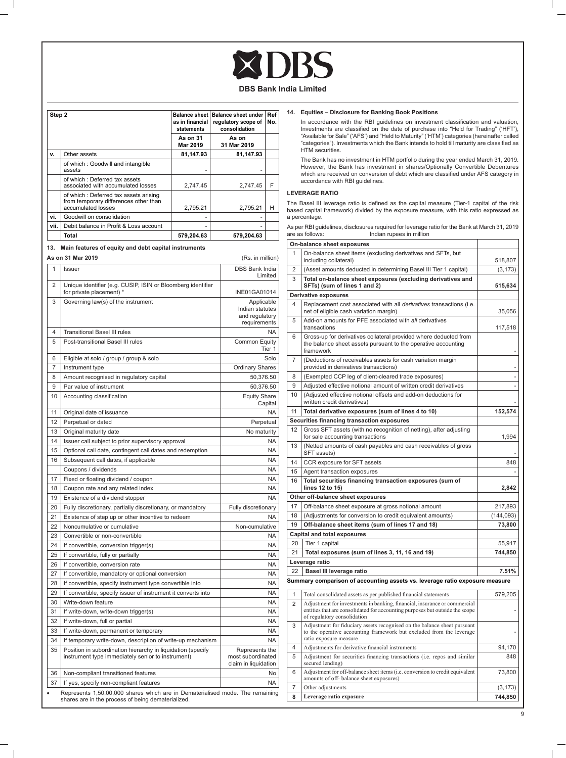# DBS Bank India Limited

| Step 2 | | Balance sheet as in financial statements | Balance sheet under regulatory scope of consolidation | Ref No. |
|---|---|---|---|---|
| | | As on 31 Mar 2019 | As on 31 Mar 2019 | |
| v. | Other assets | 81,147.93 | 81,147.93 | |
| | of which : Goodwill and intangible assets | - | - | |
| | of which : Deferred tax assets associated with accumulated losses | 2,747.45 | 2,747.45 | F |
| | of which : Deferred tax assets arising from temporary differences other than accumulated losses | 2,795.21 | 2,795.21 | H |
| vi. | Goodwill on consolidation | - | - | |
| vii. | Debit balance in Profit & Loss account | - | - | |
| | Total | 579,204.63 | 579,204.63 | |

## 13. Main features of equity and debt capital instruments

As on 31 Mar 2019 (Rs. in million)

| | | |
|---|---|---|
| 1 | Issuer | DBS Bank India Limited |
| 2 | Unique identifier (e.g. CUSIP, ISIN or Bloomberg identifier for private placement) * | INE01GA01014 |
| 3 | Governing law(s) of the instrument | Applicable Indian statutes and regulatory requirements |
| 4 | Transitional Basel III rules | NA |
| 5 | Post-transitional Basel III rules | Common Equity Tier 1 |
| 6 | Eligible at solo / group / group & solo | Solo |
| 7 | Instrument type | Ordinary Shares |
| 8 | Amount recognised in regulatory capital | 50,376.50 |
| 9 | Par value of instrument | 50,376.50 |
| 10 | Accounting classification | Equity Share Capital |
| 11 | Original date of issuance | NA |
| 12 | Perpetual or dated | Perpetual |
| 13 | Original maturity date | No maturity |
| 14 | Issuer call subject to prior supervisory approval | NA |
| 15 | Optional call date, contingent call dates and redemption | NA |
| 16 | Subsequent call dates, if applicable | NA |
| | Coupons / dividends | NA |
| 17 | Fixed or floating dividend / coupon | NA |
| 18 | Coupon rate and any related index | NA |
| 19 | Existence of a dividend stopper | NA |
| 20 | Fully discretionary, partially discretionary, or mandatory | Fully discretionary |
| 21 | Existence of step up or other incentive to redeem | NA |
| 22 | Noncumulative or cumulative | Non-cumulative |
| 23 | Convertible or non-convertible | NA |
| 24 | If convertible, conversion trigger(s) | NA |
| 25 | If convertible, fully or partially | NA |
| 26 | If convertible, conversion rate | NA |
| 27 | If convertible, mandatory or optional conversion | NA |
| 28 | If convertible, specify instrument type convertible into | NA |
| 29 | If convertible, specify issuer of instrument it converts into | NA |
| 30 | Write-down feature | NA |
| 31 | If write-down, write-down trigger(s) | NA |
| 32 | If write-down, full or partial | NA |
| 33 | If write-down, permanent or temporary | NA |
| 34 | If temporary write-down, description of write-up mechanism | NA |
| 35 | Position in subordination hierarchy in liquidation (specify instrument type immediately senior to instrument) | Represents the most subordinated claim in liquidation |
| 36 | Non-compliant transitioned features | No |
| 37 | If yes, specify non-compliant features | NA |

- Represents 1,50,00,000 shares which are in Dematerialised mode. The remaining shares are in the process of being dematerialized.

## 14. Equities – Disclosure for Banking Book Positions

In accordance with the RBI guidelines on investment classification and valuation, Investments are classified on the date of purchase into "Held for Trading" ('HFT'), "Available for Sale" ('AFS') and "Held to Maturity" ('HTM') categories (hereinafter called "categories"). Investments which the Bank intends to hold till maturity are classified as HTM securities.

The Bank has no investment in HTM portfolio during the year ended March 31, 2019. However, the Bank has investment in shares/Optionally Convertible Debentures which are received on conversion of debt which are classified under AFS category in accordance with RBI guidelines.

## LEVERAGE RATIO

The Basel III leverage ratio is defined as the capital measure (Tier-1 capital of the risk based capital framework) divided by the exposure measure, with this ratio expressed as a percentage.

As per RBI guidelines, disclosures required for leverage ratio for the Bank at March 31, 2019 are as follows: Indian rupees in million

| | | |
|---|---|---|
| **On-balance sheet exposures** | | |
| 1 | On-balance sheet items (excluding derivatives and SFTs, but including collateral) | 518,807 |
| 2 | (Asset amounts deducted in determining Basel III Tier 1 capital) | (3,173) |
| 3 | **Total on-balance sheet exposures (excluding derivatives and SFTs) (sum of lines 1 and 2)** | **515,634** |
| **Derivative exposures** | | |
| 4 | Replacement cost associated with all *derivatives* transactions (i.e. net of eligible cash variation margin) | 35,056 |
| 5 | Add-on amounts for PFE associated with *all* derivatives transactions | 117,518 |
| 6 | Gross-up for derivatives collateral provided where deducted from the balance sheet assets pursuant to the operative accounting framework | - |
| 7 | (Deductions of receivables assets for cash variation margin provided in derivatives transactions) | - |
| 8 | (Exempted CCP leg of client-cleared trade exposures) | - |
| 9 | Adjusted effective notional amount of written credit derivatives | - |
| 10 | (Adjusted effective notional offsets and add-on deductions for written credit derivatives) | - |
| 11 | **Total derivative exposures (sum of lines 4 to 10)** | **152,574** |
| **Securities financing transaction exposures** | | |
| 12 | Gross SFT assets (with no recognition of netting), after adjusting for sale accounting transactions | 1,994 |
| 13 | (Netted amounts of cash payables and cash receivables of gross SFT assets) | - |
| 14 | CCR exposure for SFT assets | 848 |
| 15 | Agent transaction exposures | - |
| 16 | **Total securities financing transaction exposures (sum of lines 12 to 15)** | **2,842** |
| **Other off-balance sheet exposures** | | |
| 17 | Off-balance sheet exposure at gross notional amount | 217,893 |
| 18 | (Adjustments for conversion to credit equivalent amounts) | (144,093) |
| 19 | **Off-balance sheet items (sum of lines 17 and 18)** | **73,800** |
| **Capital and total exposures** | | |
| 20 | Tier 1 capital | 55,917 |
| 21 | **Total exposures (sum of lines 3, 11, 16 and 19)** | **744,850** |
| **Leverage ratio** | | |
| 22 | **Basel III leverage ratio** | **7.51%** |

**Summary comparison of accounting assets vs. leverage ratio exposure measure**

| | | |
|---|---|---|
| 1 | Total consolidated assets as per published financial statements | 579,205 |
| 2 | Adjustment for investments in banking, financial, insurance or commercial entities that are consolidated for accounting purposes but outside the scope of regulatory consolidation | - |
| 3 | Adjustment for fiduciary assets recognised on the balance sheet pursuant to the operative accounting framework but excluded from the leverage ratio exposure measure | - |
| 4 | Adjustments for derivative financial instruments | 94,170 |
| 5 | Adjustment for securities financing transactions (i.e. repos and similar secured lending) | 848 |
| 6 | Adjustment for off-balance sheet items (i.e. conversion to credit equivalent amounts of off- balance sheet exposures) | 73,800 |
| 7 | Other adjustments | (3,173) |
| 8 | **Leverage ratio exposure** | **744,850** |